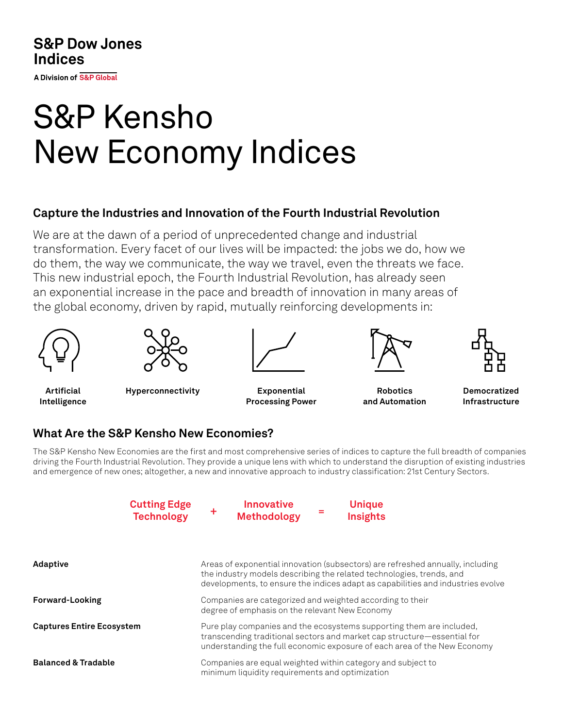**S&P Dow Jones Indices**

A Division of S&P Global

# S&P Kensho New Economy Indices

## Capture the Industries and Innovation of the Fourth Industrial Revolution

We are at the dawn of a period of unprecedented change and industrial transformation. Every facet of our lives will be impacted: the jobs we do, how we do them, the way we communicate, the way we travel, even the threats we face. This new industrial epoch, the Fourth Industrial Revolution, has already seen an exponential increase in the pace and breadth of innovation in many areas of the global economy, driven by rapid, mutually reinforcing developments in:

- **Artificial Intelligence**
- **Hyperconnectivity**
- **Exponential Processing Power**
- **Robotics and Automation**
- **Democratized Infrastructure**

## What Are the S&P Kensho New Economies?

The S&P Kensho New Economies are the first and most comprehensive series of indices to capture the full breadth of companies driving the Fourth Industrial Revolution. They provide a unique lens with which to understand the disruption of existing industries and emergence of new ones; altogether, a new and innovative approach to industry classification: 21st Century Sectors.

**Cutting Edge Technology** + **Innovative Methodology** = **Unique Insights**

| | |
|---|---|
| **Adaptive** | Areas of exponential innovation (subsectors) are refreshed annually, including the industry models describing the related technologies, trends, and developments, to ensure the indices adapt as capabilities and industries evolve |
| **Forward-Looking** | Companies are categorized and weighted according to their degree of emphasis on the relevant New Economy |
| **Captures Entire Ecosystem** | Pure play companies and the ecosystems supporting them are included, transcending traditional sectors and market cap structure—essential for understanding the full economic exposure of each area of the New Economy |
| **Balanced & Tradable** | Companies are equal weighted within category and subject to minimum liquidity requirements and optimization |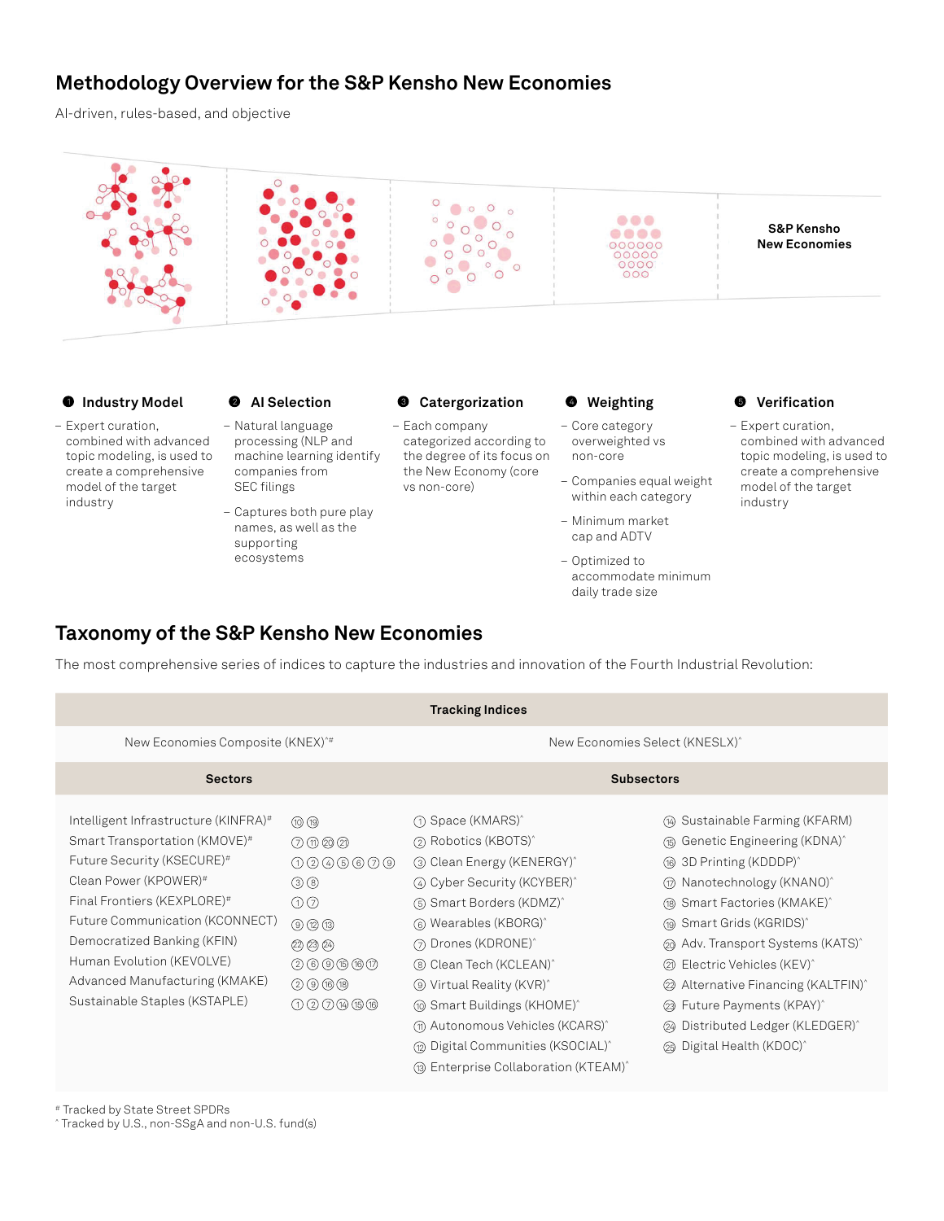## Methodology Overview for the S&P Kensho New Economies

AI-driven, rules-based, and objective

S&P Kensho New Economies

**❶ Industry Model**

- Expert curation, combined with advanced topic modeling, is used to create a comprehensive model of the target industry

**❷ AI Selection**

- Natural language processing (NLP and machine learning identify companies from SEC filings
- Captures both pure play names, as well as the supporting ecosystems

**❸ Catergorization**

- Each company categorized according to the degree of its focus on the New Economy (core vs non-core)

**❹ Weighting**

- Core category overweighted vs non-core
- Companies equal weight within each category
- Minimum market cap and ADTV
- Optimized to accommodate minimum daily trade size

**❺ Verification**

- Expert curation, combined with advanced topic modeling, is used to create a comprehensive model of the target industry

## Taxonomy of the S&P Kensho New Economies

The most comprehensive series of indices to capture the industries and innovation of the Fourth Industrial Revolution:

| Tracking Indices | | | |
|---|---|---|---|
| New Economies Composite (KNEX)^# | | New Economies Select (KNESLX)^ | |
| **Sectors** | | **Subsectors** | |
| Intelligent Infrastructure (KINFRA)# | ⑩ ⑲ | ① Space (KMARS)^ | ⑭ Sustainable Farming (KFARM) |
| Smart Transportation (KMOVE)# | ⑦ ⑪ ⑳ ㉑ | ② Robotics (KBOTS)^ | ⑮ Genetic Engineering (KDNA)^ |
| Future Security (KSECURE)# | ① ② ④ ⑤ ⑥ ⑦ ⑨ | ③ Clean Energy (KENERGY)^ | ⑯ 3D Printing (KDDDP)^ |
| Clean Power (KPOWER)# | ③ ⑧ | ④ Cyber Security (KCYBER)^ | ⑰ Nanotechnology (KNANO)^ |
| Final Frontiers (KEXPLORE)# | ① ⑦ | ⑤ Smart Borders (KDMZ)^ | ⑱ Smart Factories (KMAKE)^ |
| Future Communication (KCONNECT) | ⑨ ⑫ ⑬ | ⑥ Wearables (KBORG)^ | ⑲ Smart Grids (KGRIDS)^ |
| Democratized Banking (KFIN) | ㉒ ㉓ ㉔ | ⑦ Drones (KDRONE)^ | ⑳ Adv. Transport Systems (KATS)^ |
| Human Evolution (KEVOLVE) | ② ⑥ ⑨ ⑮ ⑯ ⑰ | ⑧ Clean Tech (KCLEAN)^ | ㉑ Electric Vehicles (KEV)^ |
| Advanced Manufacturing (KMAKE) | ② ⑨ ⑯ ⑲ | ⑨ Virtual Reality (KVR)^ | ㉒ Alternative Financing (KALTFIN)^ |
| Sustainable Staples (KSTAPLE) | ① ② ⑦ ⑭ ⑮ ⑯ | ⑩ Smart Buildings (KHOME)^ | ㉓ Future Payments (KPAY)^ |
| | | ⑪ Autonomous Vehicles (KCARS)^ | ㉔ Distributed Ledger (KLEDGER)^ |
| | | ⑫ Digital Communities (KSOCIAL)^ | ㉕ Digital Health (KDOC)^ |
| | | ⑬ Enterprise Collaboration (KTEAM)^ | |

# Tracked by State Street SPDRs
^ Tracked by U.S., non-SSgA and non-U.S. fund(s)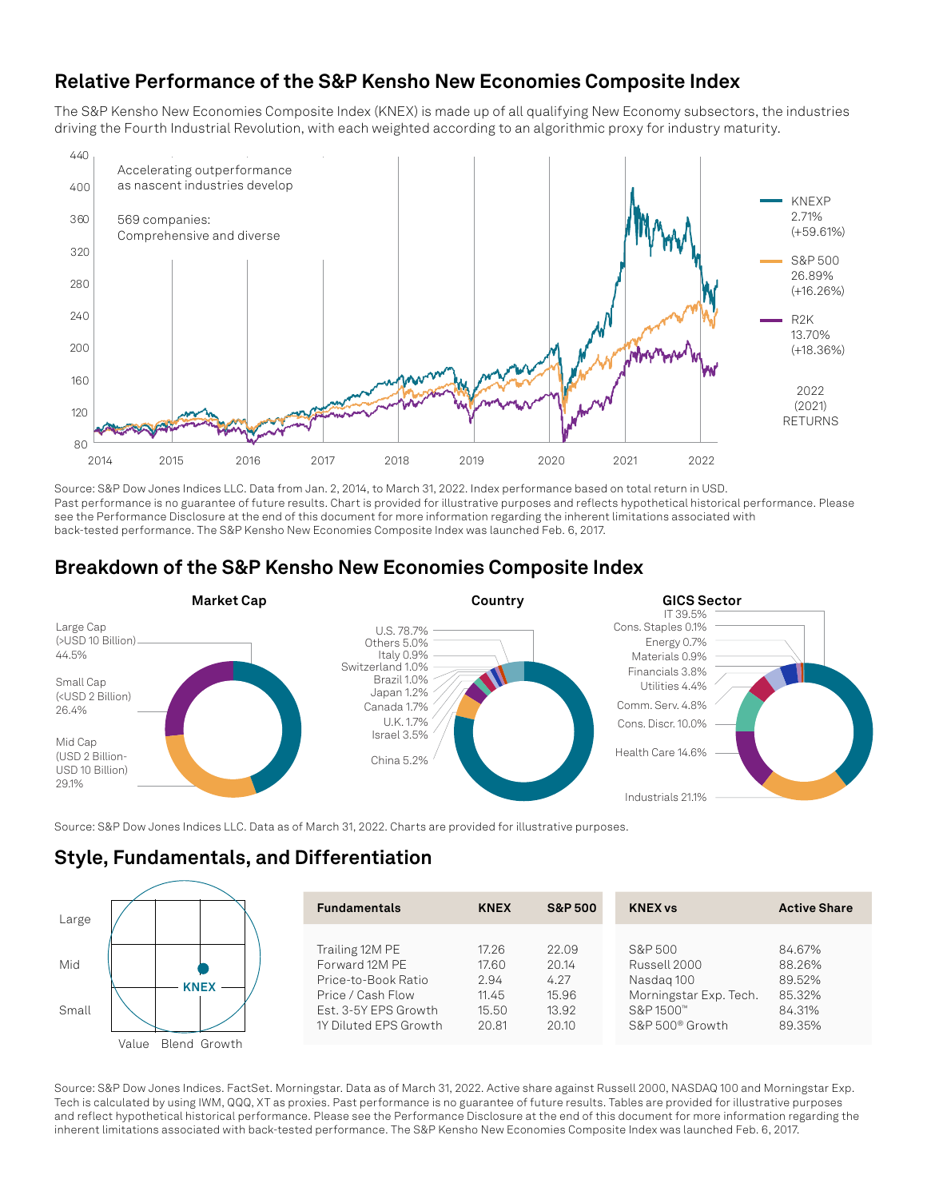## Relative Performance of the S&P Kensho New Economies Composite Index

The S&P Kensho New Economies Composite Index (KNEX) is made up of all qualifying New Economy subsectors, the industries driving the Fourth Industrial Revolution, with each weighted according to an algorithmic proxy for industry maturity.

Accelerating outperformance as nascent industries develop

569 companies: Comprehensive and diverse

| | 2022 (2021) RETURNS |
|---|---|
| KNEXP | 2.71% (+59.61%) |
| S&P 500 | 26.89% (+16.26%) |
| R2K | 13.70% (+18.36%) |

Source: S&P Dow Jones Indices LLC. Data from Jan. 2, 2014, to March 31, 2022. Index performance based on total return in USD. Past performance is no guarantee of future results. Chart is provided for illustrative purposes and reflects hypothetical historical performance. Please see the Performance Disclosure at the end of this document for more information regarding the inherent limitations associated with back-tested performance. The S&P Kensho New Economies Composite Index was launched Feb. 6, 2017.

## Breakdown of the S&P Kensho New Economies Composite Index

**Market Cap**

- Large Cap (>USD 10 Billion) 44.5%
- Small Cap (<USD 2 Billion) 26.4%
- Mid Cap (USD 2 Billion-USD 10 Billion) 29.1%

**Country**

- U.S. 78.7%
- Others 5.0%
- Italy 0.9%
- Switzerland 1.0%
- Brazil 1.0%
- Japan 1.2%
- Canada 1.7%
- U.K. 1.7%
- Israel 3.5%
- China 5.2%

**GICS Sector**

- IT 39.5%
- Cons. Staples 0.1%
- Energy 0.7%
- Materials 0.9%
- Financials 3.8%
- Utilities 4.4%
- Comm. Serv. 4.8%
- Cons. Discr. 10.0%
- Health Care 14.6%
- Industrials 21.1%

Source: S&P Dow Jones Indices LLC. Data as of March 31, 2022. Charts are provided for illustrative purposes.

## Style, Fundamentals, and Differentiation

| Fundamentals | KNEX | S&P 500 |
|---|---|---|
| Trailing 12M PE | 17.26 | 22.09 |
| Forward 12M PE | 17.60 | 20.14 |
| Price-to-Book Ratio | 2.94 | 4.27 |
| Price / Cash Flow | 11.45 | 15.96 |
| Est. 3-5Y EPS Growth | 15.50 | 13.92 |
| 1Y Diluted EPS Growth | 20.81 | 20.10 |

| KNEX vs | Active Share |
|---|---|
| S&P 500 | 84.67% |
| Russell 2000 | 88.26% |
| Nasdaq 100 | 89.52% |
| Morningstar Exp. Tech. | 85.32% |
| S&P 1500™ | 84.31% |
| S&P 500® Growth | 89.35% |

Source: S&P Dow Jones Indices. FactSet. Morningstar. Data as of March 31, 2022. Active share against Russell 2000, NASDAQ 100 and Morningstar Exp. Tech is calculated by using IWM, QQQ, XT as proxies. Past performance is no guarantee of future results. Tables are provided for illustrative purposes and reflect hypothetical historical performance. Please see the Performance Disclosure at the end of this document for more information regarding the inherent limitations associated with back-tested performance. The S&P Kensho New Economies Composite Index was launched Feb. 6, 2017.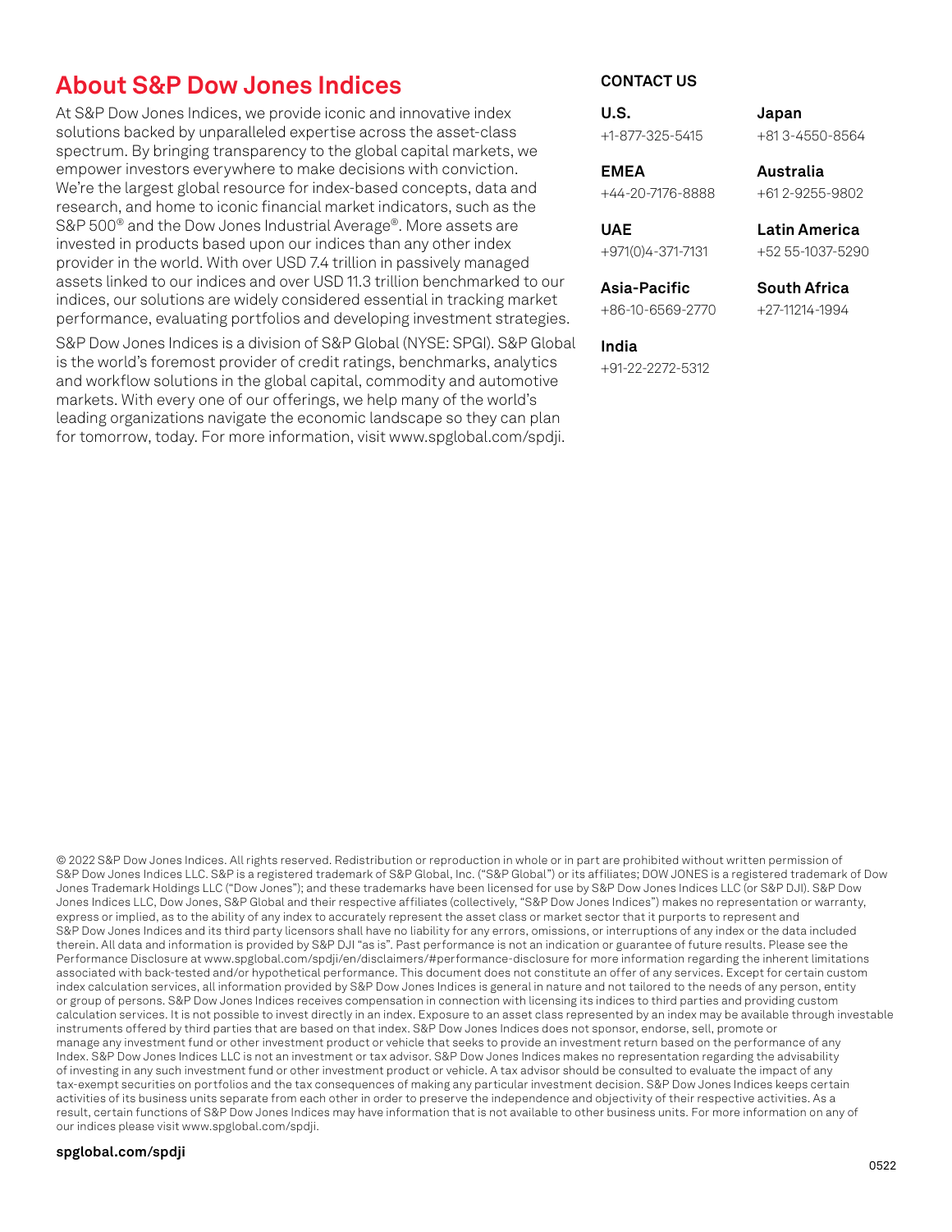## About S&P Dow Jones Indices

At S&P Dow Jones Indices, we provide iconic and innovative index solutions backed by unparalleled expertise across the asset-class spectrum. By bringing transparency to the global capital markets, we empower investors everywhere to make decisions with conviction. We're the largest global resource for index-based concepts, data and research, and home to iconic financial market indicators, such as the S&P 500® and the Dow Jones Industrial Average®. More assets are invested in products based upon our indices than any other index provider in the world. With over USD 7.4 trillion in passively managed assets linked to our indices and over USD 11.3 trillion benchmarked to our indices, our solutions are widely considered essential in tracking market performance, evaluating portfolios and developing investment strategies.

S&P Dow Jones Indices is a division of S&P Global (NYSE: SPGI). S&P Global is the world's foremost provider of credit ratings, benchmarks, analytics and workflow solutions in the global capital, commodity and automotive markets. With every one of our offerings, we help many of the world's leading organizations navigate the economic landscape so they can plan for tomorrow, today. For more information, visit www.spglobal.com/spdji.

### CONTACT US

**U.S.**
+1-877-325-5415

**EMEA**
+44-20-7176-8888

**UAE**
+971(0)4-371-7131

**Asia-Pacific**
+86-10-6569-2770

**India**
+91-22-2272-5312

**Japan**
+81 3-4550-8564

**Australia**
+61 2-9255-9802

**Latin America**
+52 55-1037-5290

**South Africa**
+27-11214-1994

© 2022 S&P Dow Jones Indices. All rights reserved. Redistribution or reproduction in whole or in part are prohibited without written permission of S&P Dow Jones Indices LLC. S&P is a registered trademark of S&P Global, Inc. ("S&P Global") or its affiliates; DOW JONES is a registered trademark of Dow Jones Trademark Holdings LLC ("Dow Jones"); and these trademarks have been licensed for use by S&P Dow Jones Indices LLC (or S&P DJI). S&P Dow Jones Indices LLC, Dow Jones, S&P Global and their respective affiliates (collectively, "S&P Dow Jones Indices") makes no representation or warranty, express or implied, as to the ability of any index to accurately represent the asset class or market sector that it purports to represent and S&P Dow Jones Indices and its third party licensors shall have no liability for any errors, omissions, or interruptions of any index or the data included therein. All data and information is provided by S&P DJI "as is". Past performance is not an indication or guarantee of future results. Please see the Performance Disclosure at www.spglobal.com/spdji/en/disclaimers/#performance-disclosure for more information regarding the inherent limitations associated with back-tested and/or hypothetical performance. This document does not constitute an offer of any services. Except for certain custom index calculation services, all information provided by S&P Dow Jones Indices is general in nature and not tailored to the needs of any person, entity or group of persons. S&P Dow Jones Indices receives compensation in connection with licensing its indices to third parties and providing custom calculation services. It is not possible to invest directly in an index. Exposure to an asset class represented by an index may be available through investable instruments offered by third parties that are based on that index. S&P Dow Jones Indices does not sponsor, endorse, sell, promote or manage any investment fund or other investment product or vehicle that seeks to provide an investment return based on the performance of any Index. S&P Dow Jones Indices LLC is not an investment or tax advisor. S&P Dow Jones Indices makes no representation regarding the advisability of investing in any such investment fund or other investment product or vehicle. A tax advisor should be consulted to evaluate the impact of any tax-exempt securities on portfolios and the tax consequences of making any particular investment decision. S&P Dow Jones Indices keeps certain activities of its business units separate from each other in order to preserve the independence and objectivity of their respective activities. As a result, certain functions of S&P Dow Jones Indices may have information that is not available to other business units. For more information on any of our indices please visit www.spglobal.com/spdji.

**spglobal.com/spdji**

0522